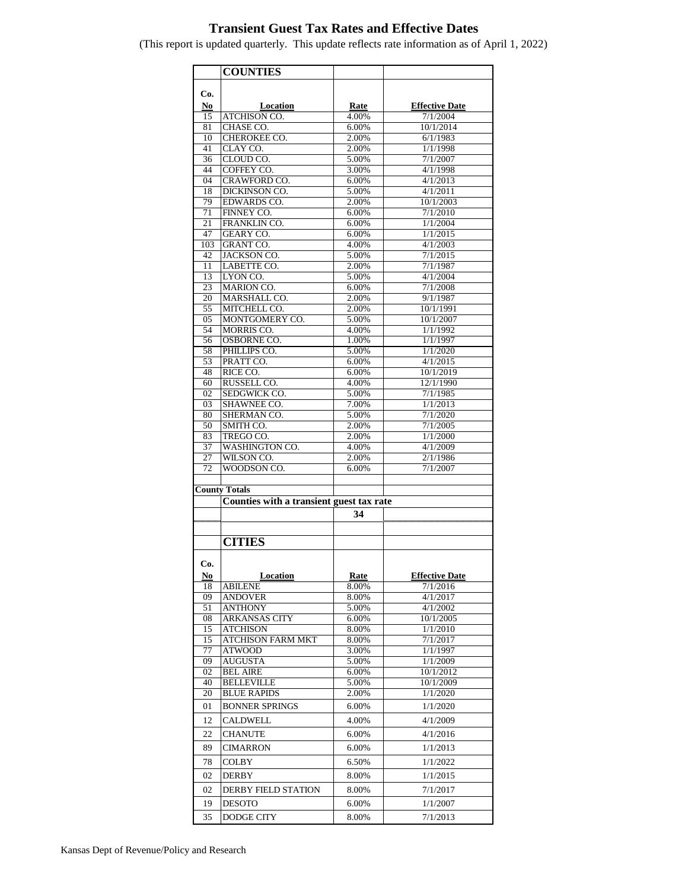# Transient Guest Tax Rates and Effective Dates

(This report is updated quarterly. This update reflects rate information as of April 1, 2022)

## COUNTIES

| Co. No | Location | Rate | Effective Date |
|---|---|---|---|
| 15 | ATCHISON CO. | 4.00% | 7/1/2004 |
| 81 | CHASE CO. | 6.00% | 10/1/2014 |
| 10 | CHEROKEE CO. | 2.00% | 6/1/1983 |
| 41 | CLAY CO. | 2.00% | 1/1/1998 |
| 36 | CLOUD CO. | 5.00% | 7/1/2007 |
| 44 | COFFEY CO. | 3.00% | 4/1/1998 |
| 04 | CRAWFORD CO. | 6.00% | 4/1/2013 |
| 18 | DICKINSON CO. | 5.00% | 4/1/2011 |
| 79 | EDWARDS CO. | 2.00% | 10/1/2003 |
| 71 | FINNEY CO. | 6.00% | 7/1/2010 |
| 21 | FRANKLIN CO. | 6.00% | 1/1/2004 |
| 47 | GEARY CO. | 6.00% | 1/1/2015 |
| 103 | GRANT CO. | 4.00% | 4/1/2003 |
| 42 | JACKSON CO. | 5.00% | 7/1/2015 |
| 11 | LABETTE CO. | 2.00% | 7/1/1987 |
| 13 | LYON CO. | 5.00% | 4/1/2004 |
| 23 | MARION CO. | 6.00% | 7/1/2008 |
| 20 | MARSHALL CO. | 2.00% | 9/1/1987 |
| 55 | MITCHELL CO. | 2.00% | 10/1/1991 |
| 05 | MONTGOMERY CO. | 5.00% | 10/1/2007 |
| 54 | MORRIS CO. | 4.00% | 1/1/1992 |
| 56 | OSBORNE CO. | 1.00% | 1/1/1997 |
| 58 | PHILLIPS CO. | 5.00% | 1/1/2020 |
| 53 | PRATT CO. | 6.00% | 4/1/2015 |
| 48 | RICE CO. | 6.00% | 10/1/2019 |
| 60 | RUSSELL CO. | 4.00% | 12/1/1990 |
| 02 | SEDGWICK CO. | 5.00% | 7/1/1985 |
| 03 | SHAWNEE CO. | 7.00% | 1/1/2013 |
| 80 | SHERMAN CO. | 5.00% | 7/1/2020 |
| 50 | SMITH CO. | 2.00% | 7/1/2005 |
| 83 | TREGO CO. | 2.00% | 1/1/2000 |
| 37 | WASHINGTON CO. | 4.00% | 4/1/2009 |
| 27 | WILSON CO. | 2.00% | 2/1/1986 |
| 72 | WOODSON CO. | 6.00% | 7/1/2007 |

**County Totals**

| | Counties with a transient guest tax rate | | |
|---|---|---|---|
| | | **34** | |

## CITIES

| Co. No | Location | Rate | Effective Date |
|---|---|---|---|
| 18 | ABILENE | 8.00% | 7/1/2016 |
| 09 | ANDOVER | 8.00% | 4/1/2017 |
| 51 | ANTHONY | 5.00% | 4/1/2002 |
| 08 | ARKANSAS CITY | 6.00% | 10/1/2005 |
| 15 | ATCHISON | 8.00% | 1/1/2010 |
| 15 | ATCHISON FARM MKT | 8.00% | 7/1/2017 |
| 77 | ATWOOD | 3.00% | 1/1/1997 |
| 09 | AUGUSTA | 5.00% | 1/1/2009 |
| 02 | BEL AIRE | 6.00% | 10/1/2012 |
| 40 | BELLEVILLE | 5.00% | 10/1/2009 |
| 20 | BLUE RAPIDS | 2.00% | 1/1/2020 |
| 01 | BONNER SPRINGS | 6.00% | 1/1/2020 |
| 12 | CALDWELL | 4.00% | 4/1/2009 |
| 22 | CHANUTE | 6.00% | 4/1/2016 |
| 89 | CIMARRON | 6.00% | 1/1/2013 |
| 78 | COLBY | 6.50% | 1/1/2022 |
| 02 | DERBY | 8.00% | 1/1/2015 |
| 02 | DERBY FIELD STATION | 8.00% | 7/1/2017 |
| 19 | DESOTO | 6.00% | 1/1/2007 |
| 35 | DODGE CITY | 8.00% | 7/1/2013 |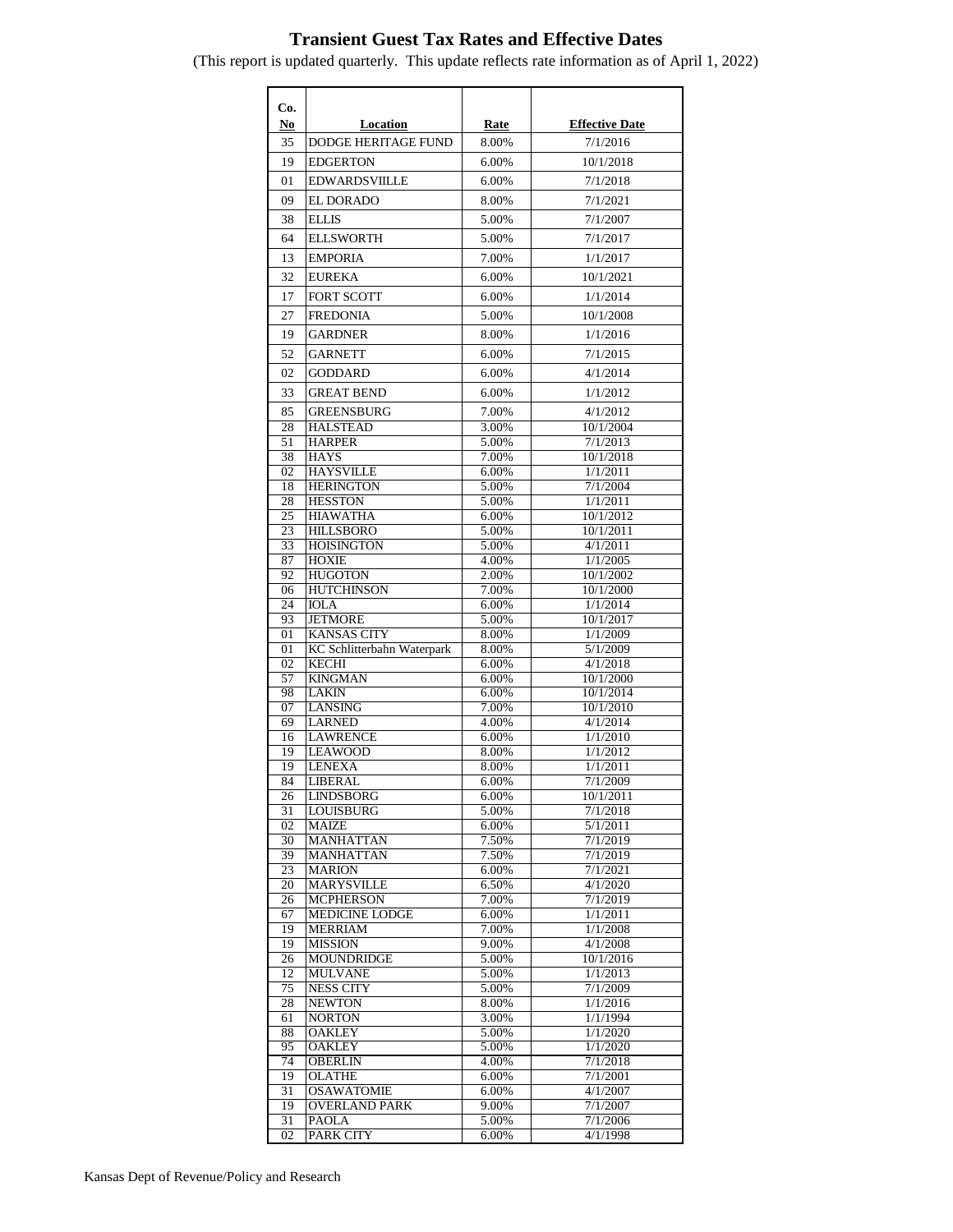# Transient Guest Tax Rates and Effective Dates

(This report is updated quarterly. This update reflects rate information as of April 1, 2022)

| Co. No | Location | Rate | Effective Date |
|---|---|---|---|
| 35 | DODGE HERITAGE FUND | 8.00% | 7/1/2016 |
| 19 | EDGERTON | 6.00% | 10/1/2018 |
| 01 | EDWARDSVIILLE | 6.00% | 7/1/2018 |
| 09 | EL DORADO | 8.00% | 7/1/2021 |
| 38 | ELLIS | 5.00% | 7/1/2007 |
| 64 | ELLSWORTH | 5.00% | 7/1/2017 |
| 13 | EMPORIA | 7.00% | 1/1/2017 |
| 32 | EUREKA | 6.00% | 10/1/2021 |
| 17 | FORT SCOTT | 6.00% | 1/1/2014 |
| 27 | FREDONIA | 5.00% | 10/1/2008 |
| 19 | GARDNER | 8.00% | 1/1/2016 |
| 52 | GARNETT | 6.00% | 7/1/2015 |
| 02 | GODDARD | 6.00% | 4/1/2014 |
| 33 | GREAT BEND | 6.00% | 1/1/2012 |
| 85 | GREENSBURG | 7.00% | 4/1/2012 |
| 28 | HALSTEAD | 3.00% | 10/1/2004 |
| 51 | HARPER | 5.00% | 7/1/2013 |
| 38 | HAYS | 7.00% | 10/1/2018 |
| 02 | HAYSVILLE | 6.00% | 1/1/2011 |
| 18 | HERINGTON | 5.00% | 7/1/2004 |
| 28 | HESSTON | 5.00% | 1/1/2011 |
| 25 | HIAWATHA | 6.00% | 10/1/2012 |
| 23 | HILLSBORO | 5.00% | 10/1/2011 |
| 33 | HOISINGTON | 5.00% | 4/1/2011 |
| 87 | HOXIE | 4.00% | 1/1/2005 |
| 92 | HUGOTON | 2.00% | 10/1/2002 |
| 06 | HUTCHINSON | 7.00% | 10/1/2000 |
| 24 | IOLA | 6.00% | 1/1/2014 |
| 93 | JETMORE | 5.00% | 10/1/2017 |
| 01 | KANSAS CITY | 8.00% | 1/1/2009 |
| 01 | KC Schlitterbahn Waterpark | 8.00% | 5/1/2009 |
| 02 | KECHI | 6.00% | 4/1/2018 |
| 57 | KINGMAN | 6.00% | 10/1/2000 |
| 98 | LAKIN | 6.00% | 10/1/2014 |
| 07 | LANSING | 7.00% | 10/1/2010 |
| 69 | LARNED | 4.00% | 4/1/2014 |
| 16 | LAWRENCE | 6.00% | 1/1/2010 |
| 19 | LEAWOOD | 8.00% | 1/1/2012 |
| 19 | LENEXA | 8.00% | 1/1/2011 |
| 84 | LIBERAL | 6.00% | 7/1/2009 |
| 26 | LINDSBORG | 6.00% | 10/1/2011 |
| 31 | LOUISBURG | 5.00% | 7/1/2018 |
| 02 | MAIZE | 6.00% | 5/1/2011 |
| 30 | MANHATTAN | 7.50% | 7/1/2019 |
| 39 | MANHATTAN | 7.50% | 7/1/2019 |
| 23 | MARION | 6.00% | 7/1/2021 |
| 20 | MARYSVILLE | 6.50% | 4/1/2020 |
| 26 | MCPHERSON | 7.00% | 7/1/2019 |
| 67 | MEDICINE LODGE | 6.00% | 1/1/2011 |
| 19 | MERRIAM | 7.00% | 1/1/2008 |
| 19 | MISSION | 9.00% | 4/1/2008 |
| 26 | MOUNDRIDGE | 5.00% | 10/1/2016 |
| 12 | MULVANE | 5.00% | 1/1/2013 |
| 75 | NESS CITY | 5.00% | 7/1/2009 |
| 28 | NEWTON | 8.00% | 1/1/2016 |
| 61 | NORTON | 3.00% | 1/1/1994 |
| 88 | OAKLEY | 5.00% | 1/1/2020 |
| 95 | OAKLEY | 5.00% | 1/1/2020 |
| 74 | OBERLIN | 4.00% | 7/1/2018 |
| 19 | OLATHE | 6.00% | 7/1/2001 |
| 31 | OSAWATOMIE | 6.00% | 4/1/2007 |
| 19 | OVERLAND PARK | 9.00% | 7/1/2007 |
| 31 | PAOLA | 5.00% | 7/1/2006 |
| 02 | PARK CITY | 6.00% | 4/1/1998 |

Kansas Dept of Revenue/Policy and Research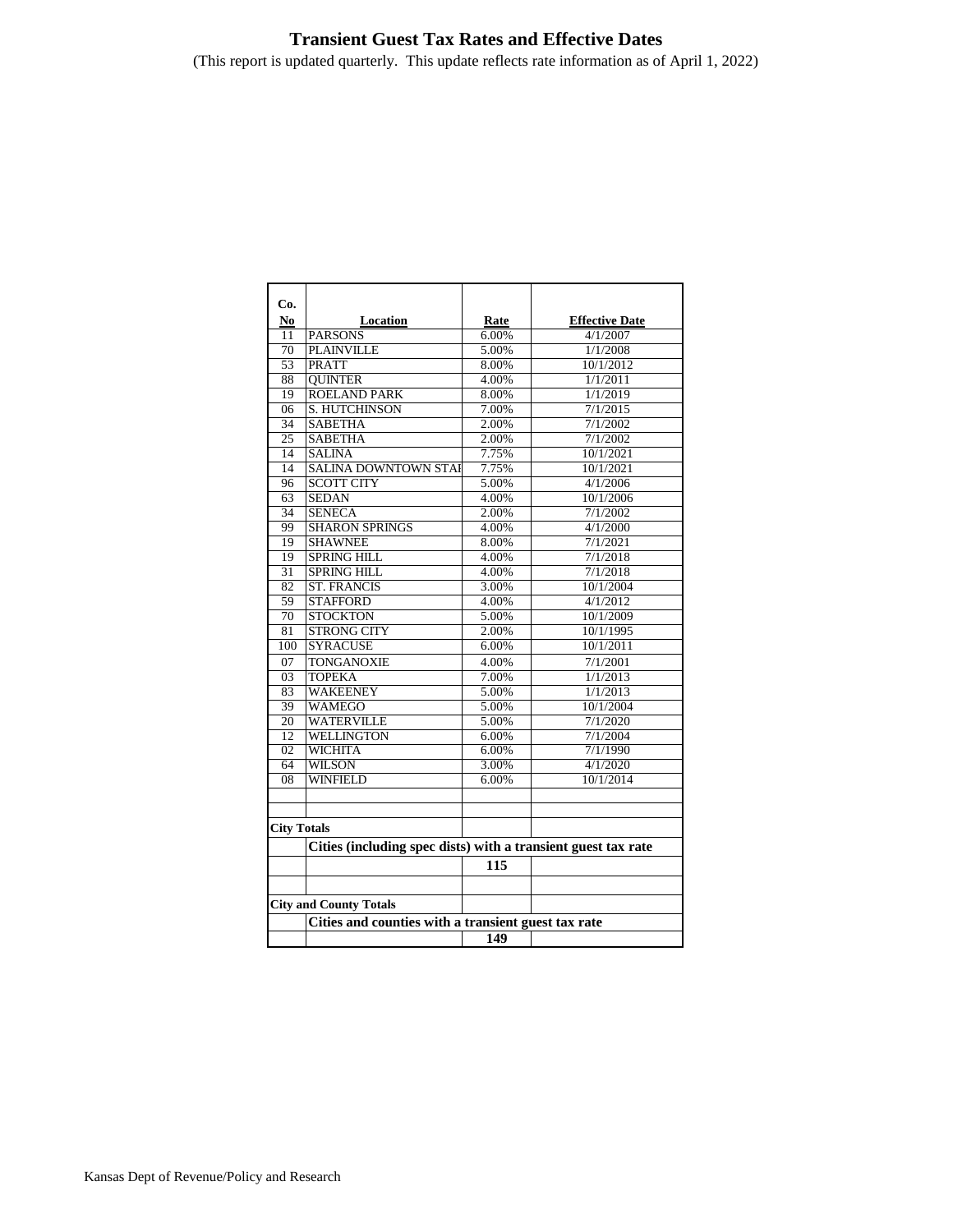# Transient Guest Tax Rates and Effective Dates

(This report is updated quarterly. This update reflects rate information as of April 1, 2022)

| Co. No | Location | Rate | Effective Date |
|---|---|---|---|
| 11 | PARSONS | 6.00% | 4/1/2007 |
| 70 | PLAINVILLE | 5.00% | 1/1/2008 |
| 53 | PRATT | 8.00% | 10/1/2012 |
| 88 | QUINTER | 4.00% | 1/1/2011 |
| 19 | ROELAND PARK | 8.00% | 1/1/2019 |
| 06 | S. HUTCHINSON | 7.00% | 7/1/2015 |
| 34 | SABETHA | 2.00% | 7/1/2002 |
| 25 | SABETHA | 2.00% | 7/1/2002 |
| 14 | SALINA | 7.75% | 10/1/2021 |
| 14 | SALINA DOWNTOWN STAI | 7.75% | 10/1/2021 |
| 96 | SCOTT CITY | 5.00% | 4/1/2006 |
| 63 | SEDAN | 4.00% | 10/1/2006 |
| 34 | SENECA | 2.00% | 7/1/2002 |
| 99 | SHARON SPRINGS | 4.00% | 4/1/2000 |
| 19 | SHAWNEE | 8.00% | 7/1/2021 |
| 19 | SPRING HILL | 4.00% | 7/1/2018 |
| 31 | SPRING HILL | 4.00% | 7/1/2018 |
| 82 | ST. FRANCIS | 3.00% | 10/1/2004 |
| 59 | STAFFORD | 4.00% | 4/1/2012 |
| 70 | STOCKTON | 5.00% | 10/1/2009 |
| 81 | STRONG CITY | 2.00% | 10/1/1995 |
| 100 | SYRACUSE | 6.00% | 10/1/2011 |
| 07 | TONGANOXIE | 4.00% | 7/1/2001 |
| 03 | TOPEKA | 7.00% | 1/1/2013 |
| 83 | WAKEENEY | 5.00% | 1/1/2013 |
| 39 | WAMEGO | 5.00% | 10/1/2004 |
| 20 | WATERVILLE | 5.00% | 7/1/2020 |
| 12 | WELLINGTON | 6.00% | 7/1/2004 |
| 02 | WICHITA | 6.00% | 7/1/1990 |
| 64 | WILSON | 3.00% | 4/1/2020 |
| 08 | WINFIELD | 6.00% | 10/1/2014 |
| | | | |
| | | | |
| **City Totals** | | | |
| | **Cities (including spec dists) with a transient guest tax rate** | | |
| | | **115** | |
| | | | |
| **City and County Totals** | | | |
| | **Cities and counties with a transient guest tax rate** | | |
| | | **149** | |